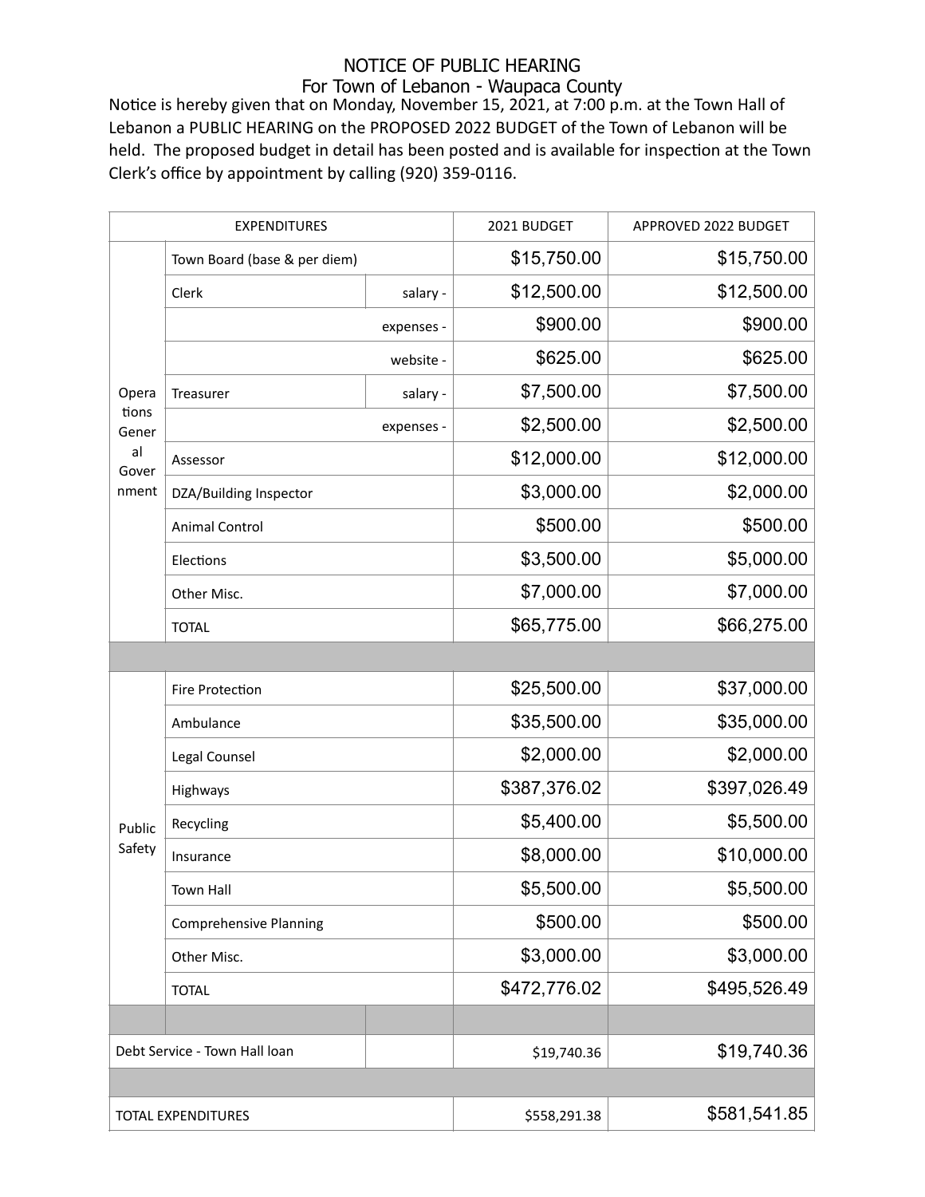# NOTICE OF PUBLIC HEARING
## For Town of Lebanon - Waupaca County

Notice is hereby given that on Monday, November 15, 2021, at 7:00 p.m. at the Town Hall of Lebanon a PUBLIC HEARING on the PROPOSED 2022 BUDGET of the Town of Lebanon will be held. The proposed budget in detail has been posted and is available for inspection at the Town Clerk's office by appointment by calling (920) 359-0116.

| EXPENDITURES | | | 2021 BUDGET | APPROVED 2022 BUDGET |
|---|---|---|---|---|
| Operations General Government | Town Board (base & per diem) | | $15,750.00 | $15,750.00 |
| | Clerk | salary - | $12,500.00 | $12,500.00 |
| | | expenses - | $900.00 | $900.00 |
| | | website - | $625.00 | $625.00 |
| | Treasurer | salary - | $7,500.00 | $7,500.00 |
| | | expenses - | $2,500.00 | $2,500.00 |
| | Assessor | | $12,000.00 | $12,000.00 |
| | DZA/Building Inspector | | $3,000.00 | $2,000.00 |
| | Animal Control | | $500.00 | $500.00 |
| | Elections | | $3,500.00 | $5,000.00 |
| | Other Misc. | | $7,000.00 | $7,000.00 |
| | TOTAL | | $65,775.00 | $66,275.00 |
| | | | | |
| Public Safety | Fire Protection | | $25,500.00 | $37,000.00 |
| | Ambulance | | $35,500.00 | $35,000.00 |
| | Legal Counsel | | $2,000.00 | $2,000.00 |
| | Highways | | $387,376.02 | $397,026.49 |
| | Recycling | | $5,400.00 | $5,500.00 |
| | Insurance | | $8,000.00 | $10,000.00 |
| | Town Hall | | $5,500.00 | $5,500.00 |
| | Comprehensive Planning | | $500.00 | $500.00 |
| | Other Misc. | | $3,000.00 | $3,000.00 |
| | TOTAL | | $472,776.02 | $495,526.49 |
| | | | | |
| Debt Service - Town Hall loan | | | $19,740.36 | $19,740.36 |
| | | | | |
| TOTAL EXPENDITURES | | | $558,291.38 | $581,541.85 |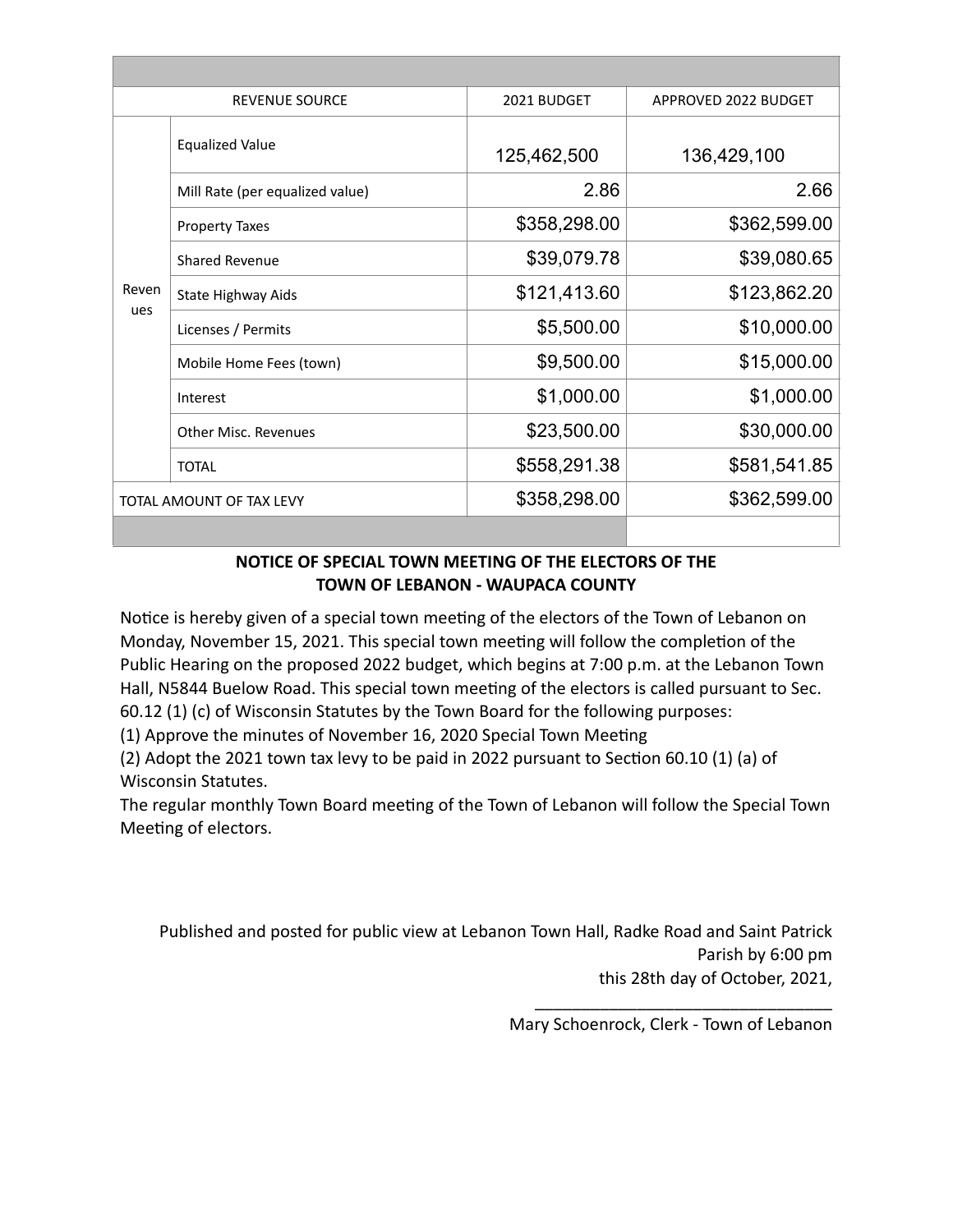| | REVENUE SOURCE | 2021 BUDGET | APPROVED 2022 BUDGET |
|---|---|---|---|
| Revenues | Equalized Value | 125,462,500 | 136,429,100 |
| | Mill Rate (per equalized value) | 2.86 | 2.66 |
| | Property Taxes | $358,298.00 | $362,599.00 |
| | Shared Revenue | $39,079.78 | $39,080.65 |
| | State Highway Aids | $121,413.60 | $123,862.20 |
| | Licenses / Permits | $5,500.00 | $10,000.00 |
| | Mobile Home Fees (town) | $9,500.00 | $15,000.00 |
| | Interest | $1,000.00 | $1,000.00 |
| | Other Misc. Revenues | $23,500.00 | $30,000.00 |
| | TOTAL | $558,291.38 | $581,541.85 |
| TOTAL AMOUNT OF TAX LEVY | | $358,298.00 | $362,599.00 |

**NOTICE OF SPECIAL TOWN MEETING OF THE ELECTORS OF THE TOWN OF LEBANON - WAUPACA COUNTY**

Notice is hereby given of a special town meeting of the electors of the Town of Lebanon on Monday, November 15, 2021. This special town meeting will follow the completion of the Public Hearing on the proposed 2022 budget, which begins at 7:00 p.m. at the Lebanon Town Hall, N5844 Buelow Road. This special town meeting of the electors is called pursuant to Sec. 60.12 (1) (c) of Wisconsin Statutes by the Town Board for the following purposes:

(1) Approve the minutes of November 16, 2020 Special Town Meeting

(2) Adopt the 2021 town tax levy to be paid in 2022 pursuant to Section 60.10 (1) (a) of Wisconsin Statutes.

The regular monthly Town Board meeting of the Town of Lebanon will follow the Special Town Meeting of electors.

Published and posted for public view at Lebanon Town Hall, Radke Road and Saint Patrick Parish by 6:00 pm this 28th day of October, 2021,

\_\_\_\_\_\_\_\_\_\_\_\_\_\_\_\_\_\_\_\_\_\_\_\_\_\_\_\_\_\_\_\_

Mary Schoenrock, Clerk - Town of Lebanon